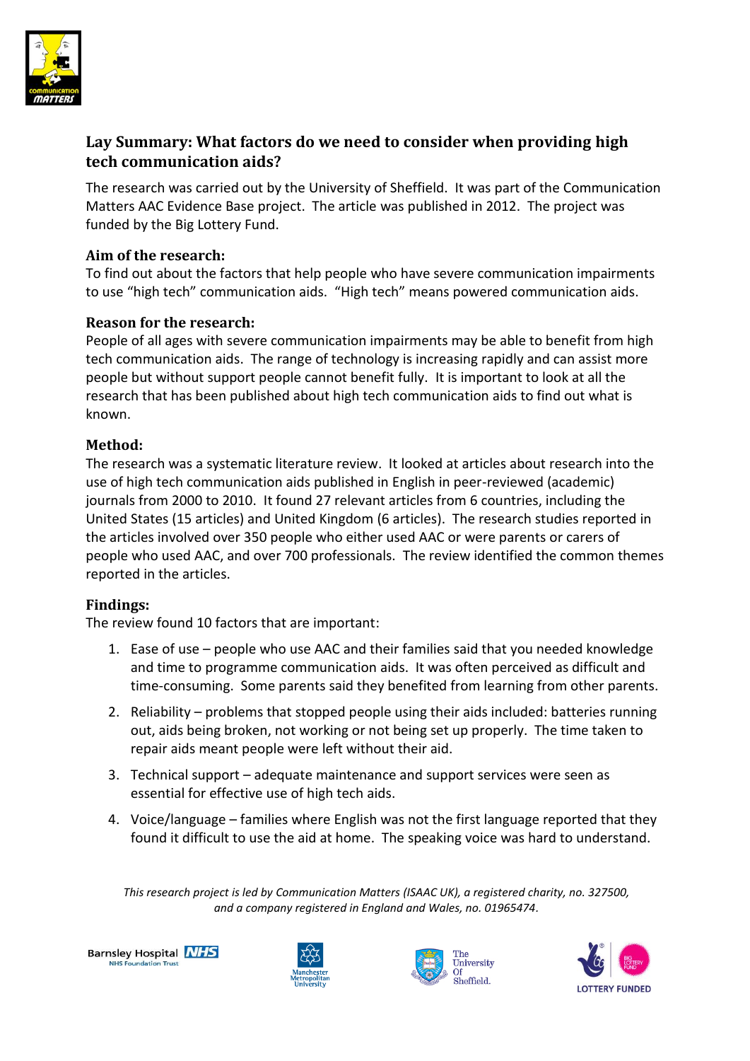# Lay Summary: What factors do we need to consider when providing high tech communication aids?

The research was carried out by the University of Sheffield. It was part of the Communication Matters AAC Evidence Base project. The article was published in 2012. The project was funded by the Big Lottery Fund.

### Aim of the research:

To find out about the factors that help people who have severe communication impairments to use "high tech" communication aids. "High tech" means powered communication aids.

### Reason for the research:

People of all ages with severe communication impairments may be able to benefit from high tech communication aids. The range of technology is increasing rapidly and can assist more people but without support people cannot benefit fully. It is important to look at all the research that has been published about high tech communication aids to find out what is known.

### Method:

The research was a systematic literature review. It looked at articles about research into the use of high tech communication aids published in English in peer-reviewed (academic) journals from 2000 to 2010. It found 27 relevant articles from 6 countries, including the United States (15 articles) and United Kingdom (6 articles). The research studies reported in the articles involved over 350 people who either used AAC or were parents or carers of people who used AAC, and over 700 professionals. The review identified the common themes reported in the articles.

### Findings:

The review found 10 factors that are important:

1. Ease of use – people who use AAC and their families said that you needed knowledge and time to programme communication aids. It was often perceived as difficult and time-consuming. Some parents said they benefited from learning from other parents.
2. Reliability – problems that stopped people using their aids included: batteries running out, aids being broken, not working or not being set up properly. The time taken to repair aids meant people were left without their aid.
3. Technical support – adequate maintenance and support services were seen as essential for effective use of high tech aids.
4. Voice/language – families where English was not the first language reported that they found it difficult to use the aid at home. The speaking voice was hard to understand.

*This research project is led by Communication Matters (ISAAC UK), a registered charity, no. 327500, and a company registered in England and Wales, no. 01965474.*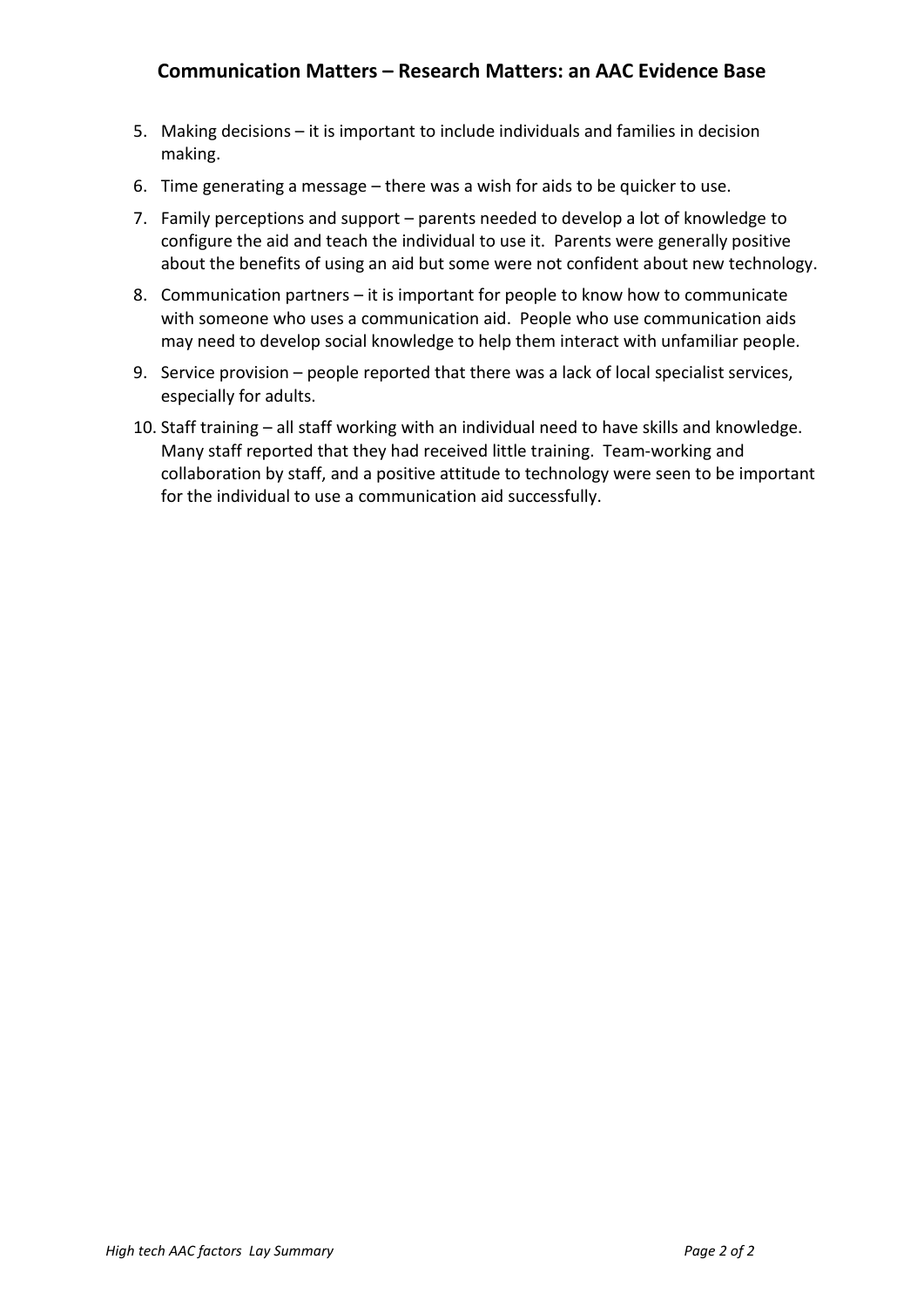5. Making decisions – it is important to include individuals and families in decision making.
6. Time generating a message – there was a wish for aids to be quicker to use.
7. Family perceptions and support – parents needed to develop a lot of knowledge to configure the aid and teach the individual to use it. Parents were generally positive about the benefits of using an aid but some were not confident about new technology.
8. Communication partners – it is important for people to know how to communicate with someone who uses a communication aid. People who use communication aids may need to develop social knowledge to help them interact with unfamiliar people.
9. Service provision – people reported that there was a lack of local specialist services, especially for adults.
10. Staff training – all staff working with an individual need to have skills and knowledge. Many staff reported that they had received little training. Team-working and collaboration by staff, and a positive attitude to technology were seen to be important for the individual to use a communication aid successfully.